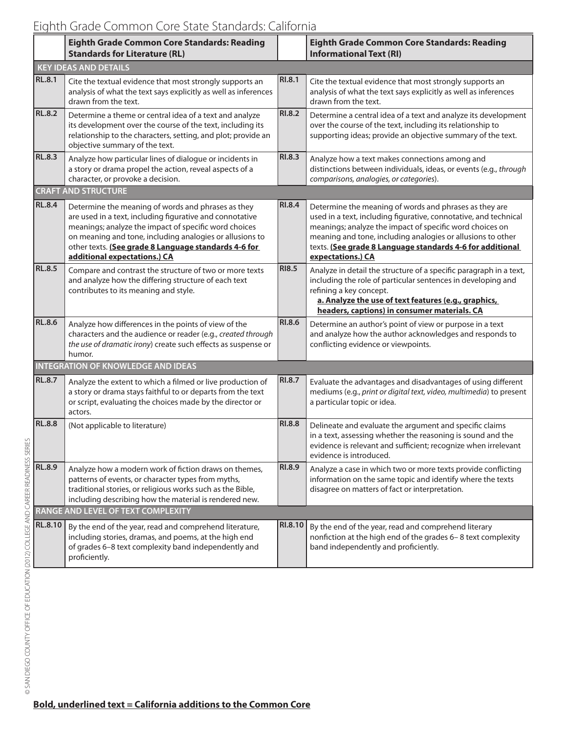# Eighth Grade Common Core State Standards: California

| | **Eighth Grade Common Core Standards: Reading Standards for Literature (RL)** | | **Eighth Grade Common Core Standards: Reading Informational Text (RI)** |
|---|---|---|---|
| **KEY IDEAS AND DETAILS** | | | |
| **RL.8.1** | Cite the textual evidence that most strongly supports an analysis of what the text says explicitly as well as inferences drawn from the text. | **RI.8.1** | Cite the textual evidence that most strongly supports an analysis of what the text says explicitly as well as inferences drawn from the text. |
| **RL.8.2** | Determine a theme or central idea of a text and analyze its development over the course of the text, including its relationship to the characters, setting, and plot; provide an objective summary of the text. | **RI.8.2** | Determine a central idea of a text and analyze its development over the course of the text, including its relationship to supporting ideas; provide an objective summary of the text. |
| **RL.8.3** | Analyze how particular lines of dialogue or incidents in a story or drama propel the action, reveal aspects of a character, or provoke a decision. | **RI.8.3** | Analyze how a text makes connections among and distinctions between individuals, ideas, or events (e.g., *through comparisons, analogies, or categories*). |
| **CRAFT AND STRUCTURE** | | | |
| **RL.8.4** | Determine the meaning of words and phrases as they are used in a text, including figurative and connotative meanings; analyze the impact of specific word choices on meaning and tone, including analogies or allusions to other texts. **<u>(See grade 8 Language standards 4-6 for additional expectations.) CA</u>** | **RI.8.4** | Determine the meaning of words and phrases as they are used in a text, including figurative, connotative, and technical meanings; analyze the impact of specific word choices on meaning and tone, including analogies or allusions to other texts. **<u>(See grade 8 Language standards 4-6 for additional expectations.) CA</u>** |
| **RL.8.5** | Compare and contrast the structure of two or more texts and analyze how the differing structure of each text contributes to its meaning and style. | **RI8.5** | Analyze in detail the structure of a specific paragraph in a text, including the role of particular sentences in developing and refining a key concept. **<u>a. Analyze the use of text features (e.g., graphics, headers, captions) in consumer materials. CA</u>** |
| **RL.8.6** | Analyze how differences in the points of view of the characters and the audience or reader (e.g., *created through the use of dramatic irony*) create such effects as suspense or humor. | **RI.8.6** | Determine an author's point of view or purpose in a text and analyze how the author acknowledges and responds to conflicting evidence or viewpoints. |
| **INTEGRATION OF KNOWLEDGE AND IDEAS** | | | |
| **RL.8.7** | Analyze the extent to which a filmed or live production of a story or drama stays faithful to or departs from the text or script, evaluating the choices made by the director or actors. | **RI.8.7** | Evaluate the advantages and disadvantages of using different mediums (e.g., *print or digital text, video, multimedia*) to present a particular topic or idea. |
| **RL.8.8** | (Not applicable to literature) | **RI.8.8** | Delineate and evaluate the argument and specific claims in a text, assessing whether the reasoning is sound and the evidence is relevant and sufficient; recognize when irrelevant evidence is introduced. |
| **RL.8.9** | Analyze how a modern work of fiction draws on themes, patterns of events, or character types from myths, traditional stories, or religious works such as the Bible, including describing how the material is rendered new. | **RI.8.9** | Analyze a case in which two or more texts provide conflicting information on the same topic and identify where the texts disagree on matters of fact or interpretation. |
| **RANGE AND LEVEL OF TEXT COMPLEXITY** | | | |
| **RL.8.10** | By the end of the year, read and comprehend literature, including stories, dramas, and poems, at the high end of grades 6–8 text complexity band independently and proficiently. | **RI.8.10** | By the end of the year, read and comprehend literary nonfiction at the high end of the grades 6– 8 text complexity band independently and proficiently. |

**<u>Bold, underlined text = California additions to the Common Core</u>**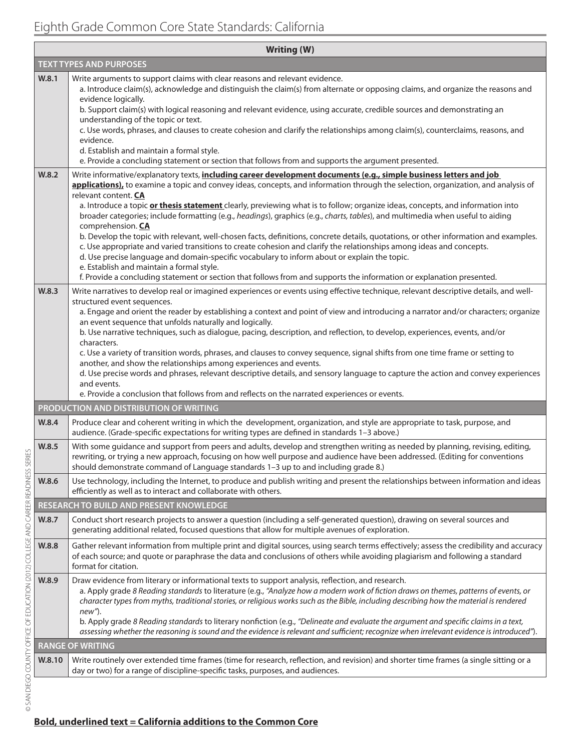# Eighth Grade Common Core State Standards: California

| Writing (W) | |
|---|---|
| **TEXT TYPES AND PURPOSES** | |
| **W.8.1** | Write arguments to support claims with clear reasons and relevant evidence.<br>a. Introduce claim(s), acknowledge and distinguish the claim(s) from alternate or opposing claims, and organize the reasons and evidence logically.<br>b. Support claim(s) with logical reasoning and relevant evidence, using accurate, credible sources and demonstrating an understanding of the topic or text.<br>c. Use words, phrases, and clauses to create cohesion and clarify the relationships among claim(s), counterclaims, reasons, and evidence.<br>d. Establish and maintain a formal style.<br>e. Provide a concluding statement or section that follows from and supports the argument presented. |
| **W.8.2** | Write informative/explanatory texts, <u>**including career development documents (e.g., simple business letters and job applications),**</u> to examine a topic and convey ideas, concepts, and information through the selection, organization, and analysis of relevant content. <u>**CA**</u><br>a. Introduce a topic <u>**or thesis statement**</u> clearly, previewing what is to follow; organize ideas, concepts, and information into broader categories; include formatting (e.g., *headings*), graphics (e.g., *charts, tables*), and multimedia when useful to aiding comprehension. <u>**CA**</u><br>b. Develop the topic with relevant, well-chosen facts, definitions, concrete details, quotations, or other information and examples.<br>c. Use appropriate and varied transitions to create cohesion and clarify the relationships among ideas and concepts.<br>d. Use precise language and domain-specific vocabulary to inform about or explain the topic.<br>e. Establish and maintain a formal style.<br>f. Provide a concluding statement or section that follows from and supports the information or explanation presented. |
| **W.8.3** | Write narratives to develop real or imagined experiences or events using effective technique, relevant descriptive details, and well-structured event sequences.<br>a. Engage and orient the reader by establishing a context and point of view and introducing a narrator and/or characters; organize an event sequence that unfolds naturally and logically.<br>b. Use narrative techniques, such as dialogue, pacing, description, and reflection, to develop, experiences, events, and/or characters.<br>c. Use a variety of transition words, phrases, and clauses to convey sequence, signal shifts from one time frame or setting to another, and show the relationships among experiences and events.<br>d. Use precise words and phrases, relevant descriptive details, and sensory language to capture the action and convey experiences and events.<br>e. Provide a conclusion that follows from and reflects on the narrated experiences or events. |
| **PRODUCTION AND DISTRIBUTION OF WRITING** | |
| **W.8.4** | Produce clear and coherent writing in which the development, organization, and style are appropriate to task, purpose, and audience. (Grade-specific expectations for writing types are defined in standards 1–3 above.) |
| **W.8.5** | With some guidance and support from peers and adults, develop and strengthen writing as needed by planning, revising, editing, rewriting, or trying a new approach, focusing on how well purpose and audience have been addressed. (Editing for conventions should demonstrate command of Language standards 1–3 up to and including grade 8.) |
| **W.8.6** | Use technology, including the Internet, to produce and publish writing and present the relationships between information and ideas efficiently as well as to interact and collaborate with others. |
| **RESEARCH TO BUILD AND PRESENT KNOWLEDGE** | |
| **W.8.7** | Conduct short research projects to answer a question (including a self-generated question), drawing on several sources and generating additional related, focused questions that allow for multiple avenues of exploration. |
| **W.8.8** | Gather relevant information from multiple print and digital sources, using search terms effectively; assess the credibility and accuracy of each source; and quote or paraphrase the data and conclusions of others while avoiding plagiarism and following a standard format for citation. |
| **W.8.9** | Draw evidence from literary or informational texts to support analysis, reflection, and research.<br>a. Apply grade *8 Reading standards* to literature (e.g., *"Analyze how a modern work of fiction draws on themes, patterns of events, or character types from myths, traditional stories, or religious works such as the Bible, including describing how the material is rendered new"*).<br>b. Apply grade *8 Reading standards* to literary nonfiction (e.g., *"Delineate and evaluate the argument and specific claims in a text, assessing whether the reasoning is sound and the evidence is relevant and sufficient; recognize when irrelevant evidence is introduced"*). |
| **RANGE OF WRITING** | |
| **W.8.10** | Write routinely over extended time frames (time for research, reflection, and revision) and shorter time frames (a single sitting or a day or two) for a range of discipline-specific tasks, purposes, and audiences. |

<u>**Bold, underlined text = California additions to the Common Core**</u>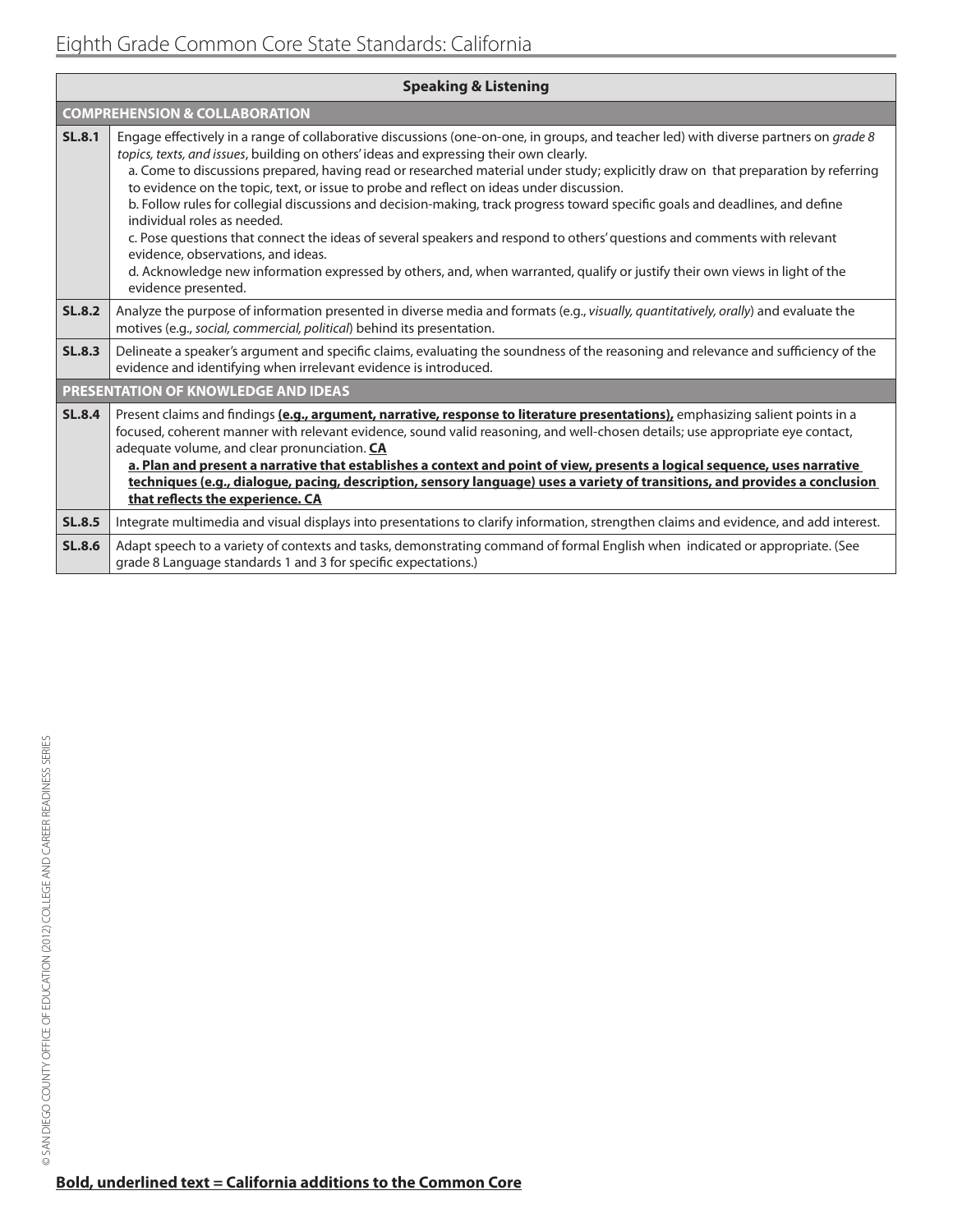# Eighth Grade Common Core State Standards: California

| Speaking & Listening | |
|---|---|
| **COMPREHENSION & COLLABORATION** | |
| **SL.8.1** | Engage effectively in a range of collaborative discussions (one-on-one, in groups, and teacher led) with diverse partners on *grade 8 topics, texts, and issues*, building on others' ideas and expressing their own clearly.<br>a. Come to discussions prepared, having read or researched material under study; explicitly draw on that preparation by referring to evidence on the topic, text, or issue to probe and reflect on ideas under discussion.<br>b. Follow rules for collegial discussions and decision-making, track progress toward specific goals and deadlines, and define individual roles as needed.<br>c. Pose questions that connect the ideas of several speakers and respond to others' questions and comments with relevant evidence, observations, and ideas.<br>d. Acknowledge new information expressed by others, and, when warranted, qualify or justify their own views in light of the evidence presented. |
| **SL.8.2** | Analyze the purpose of information presented in diverse media and formats (e.g., *visually, quantitatively, orally*) and evaluate the motives (e.g., *social, commercial, political*) behind its presentation. |
| **SL.8.3** | Delineate a speaker's argument and specific claims, evaluating the soundness of the reasoning and relevance and sufficiency of the evidence and identifying when irrelevant evidence is introduced. |
| **PRESENTATION OF KNOWLEDGE AND IDEAS** | |
| **SL.8.4** | Present claims and findings **<u>(e.g., argument, narrative, response to literature presentations),</u>** emphasizing salient points in a focused, coherent manner with relevant evidence, sound valid reasoning, and well-chosen details; use appropriate eye contact, adequate volume, and clear pronunciation. **<u>CA</u>**<br>**<u>a. Plan and present a narrative that establishes a context and point of view, presents a logical sequence, uses narrative techniques (e.g., dialogue, pacing, description, sensory language) uses a variety of transitions, and provides a conclusion that reflects the experience. CA</u>** |
| **SL.8.5** | Integrate multimedia and visual displays into presentations to clarify information, strengthen claims and evidence, and add interest. |
| **SL.8.6** | Adapt speech to a variety of contexts and tasks, demonstrating command of formal English when indicated or appropriate. (See grade 8 Language standards 1 and 3 for specific expectations.) |

**<u>Bold, underlined text = California additions to the Common Core</u>**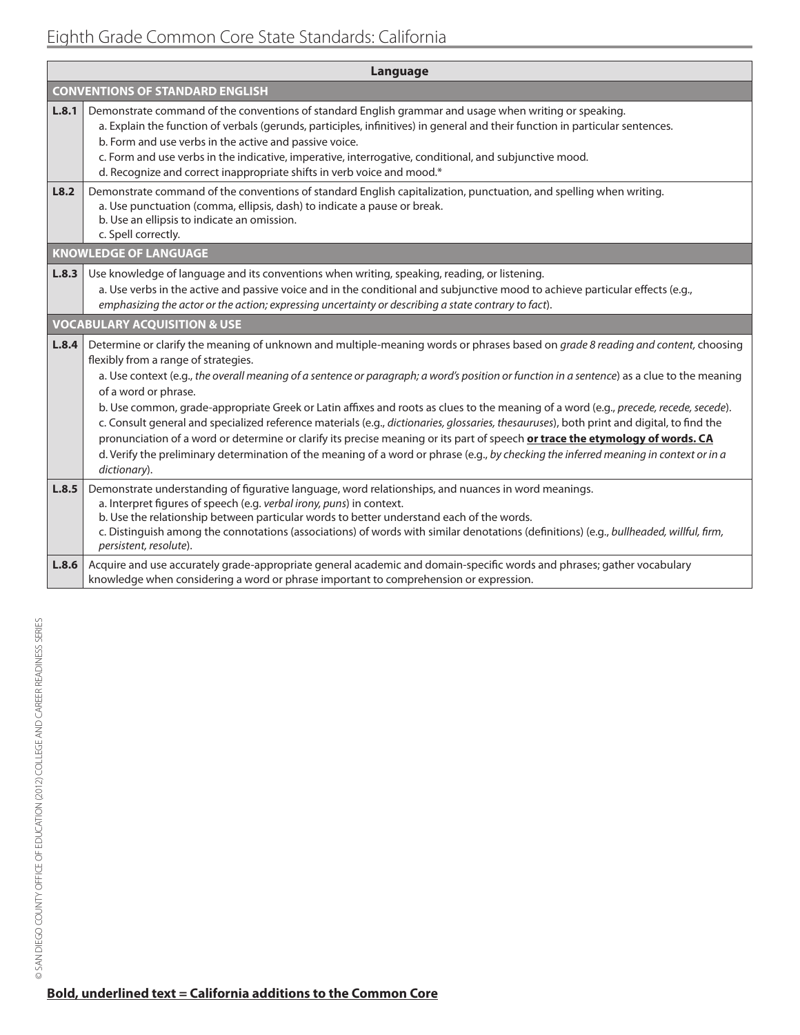# Eighth Grade Common Core State Standards: California

| Language | |
|---|---|
| **CONVENTIONS OF STANDARD ENGLISH** | |
| **L.8.1** | Demonstrate command of the conventions of standard English grammar and usage when writing or speaking.<br>a. Explain the function of verbals (gerunds, participles, infinitives) in general and their function in particular sentences.<br>b. Form and use verbs in the active and passive voice.<br>c. Form and use verbs in the indicative, imperative, interrogative, conditional, and subjunctive mood.<br>d. Recognize and correct inappropriate shifts in verb voice and mood.* |
| **L8.2** | Demonstrate command of the conventions of standard English capitalization, punctuation, and spelling when writing.<br>a. Use punctuation (comma, ellipsis, dash) to indicate a pause or break.<br>b. Use an ellipsis to indicate an omission.<br>c. Spell correctly. |
| **KNOWLEDGE OF LANGUAGE** | |
| **L.8.3** | Use knowledge of language and its conventions when writing, speaking, reading, or listening.<br>a. Use verbs in the active and passive voice and in the conditional and subjunctive mood to achieve particular effects (e.g., *emphasizing the actor or the action; expressing uncertainty or describing a state contrary to fact*). |
| **VOCABULARY ACQUISITION & USE** | |
| **L.8.4** | Determine or clarify the meaning of unknown and multiple-meaning words or phrases based on *grade 8 reading and content,* choosing flexibly from a range of strategies.<br>a. Use context (e.g., *the overall meaning of a sentence or paragraph; a word's position or function in a sentence*) as a clue to the meaning of a word or phrase.<br>b. Use common, grade-appropriate Greek or Latin affixes and roots as clues to the meaning of a word (e.g., *precede, recede, secede*).<br>c. Consult general and specialized reference materials (e.g., *dictionaries, glossaries, thesauruses*), both print and digital, to find the pronunciation of a word or determine or clarify its precise meaning or its part of speech <u>**or trace the etymology of words. CA**</u><br>d. Verify the preliminary determination of the meaning of a word or phrase (e.g., *by checking the inferred meaning in context or in a dictionary*). |
| **L.8.5** | Demonstrate understanding of figurative language, word relationships, and nuances in word meanings.<br>a. Interpret figures of speech (e.g. *verbal irony, puns*) in context.<br>b. Use the relationship between particular words to better understand each of the words.<br>c. Distinguish among the connotations (associations) of words with similar denotations (definitions) (e.g., *bullheaded, willful, firm, persistent, resolute*). |
| **L.8.6** | Acquire and use accurately grade-appropriate general academic and domain-specific words and phrases; gather vocabulary knowledge when considering a word or phrase important to comprehension or expression. |

<u>**Bold, underlined text = California additions to the Common Core**</u>

© SAN DIEGO COUNTY OFFICE OF EDUCATION (2012) COLLEGE AND CAREER READINESS SERIES